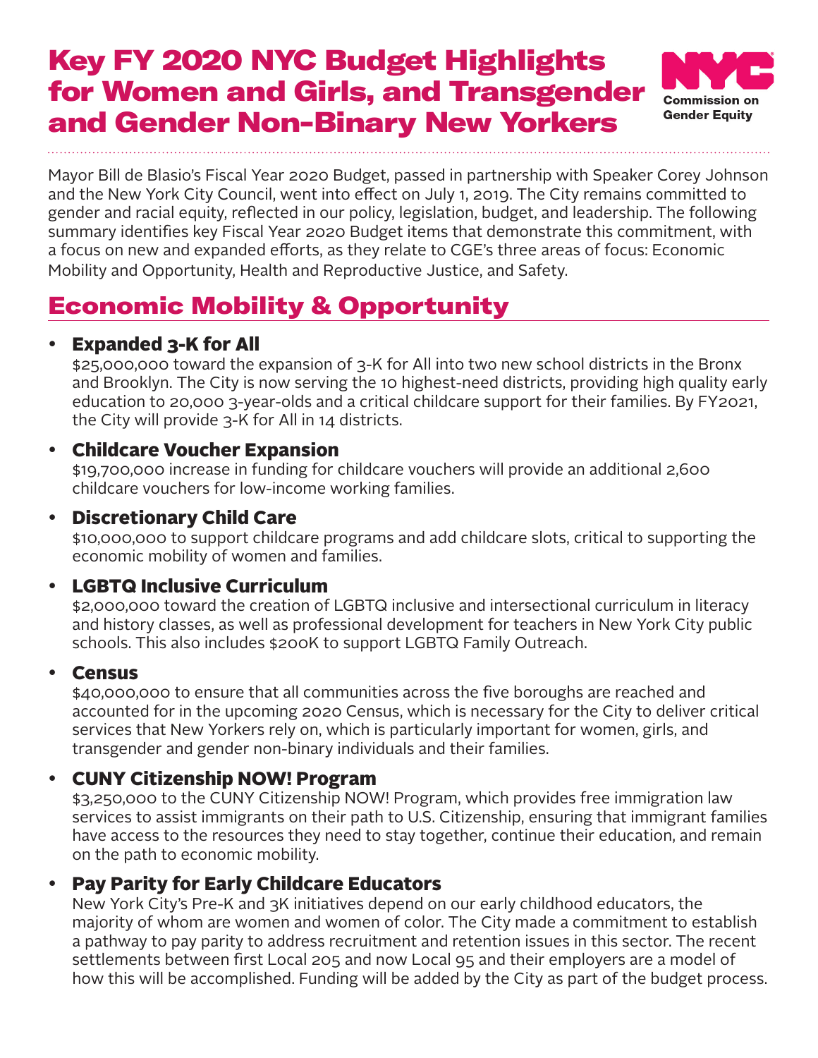# Key FY 2020 NYC Budget Highlights for Women and Girls, and Transgender and Gender Non-Binary New Yorkers

NYC Commission on Gender Equity

Mayor Bill de Blasio's Fiscal Year 2020 Budget, passed in partnership with Speaker Corey Johnson and the New York City Council, went into effect on July 1, 2019. The City remains committed to gender and racial equity, reflected in our policy, legislation, budget, and leadership. The following summary identifies key Fiscal Year 2020 Budget items that demonstrate this commitment, with a focus on new and expanded efforts, as they relate to CGE's three areas of focus: Economic Mobility and Opportunity, Health and Reproductive Justice, and Safety.

## Economic Mobility & Opportunity

- **Expanded 3-K for All**
  $25,000,000 toward the expansion of 3-K for All into two new school districts in the Bronx and Brooklyn. The City is now serving the 10 highest-need districts, providing high quality early education to 20,000 3-year-olds and a critical childcare support for their families. By FY2021, the City will provide 3-K for All in 14 districts.

- **Childcare Voucher Expansion**
  $19,700,000 increase in funding for childcare vouchers will provide an additional 2,600 childcare vouchers for low-income working families.

- **Discretionary Child Care**
  $10,000,000 to support childcare programs and add childcare slots, critical to supporting the economic mobility of women and families.

- **LGBTQ Inclusive Curriculum**
  $2,000,000 toward the creation of LGBTQ inclusive and intersectional curriculum in literacy and history classes, as well as professional development for teachers in New York City public schools. This also includes $200K to support LGBTQ Family Outreach.

- **Census**
  $40,000,000 to ensure that all communities across the five boroughs are reached and accounted for in the upcoming 2020 Census, which is necessary for the City to deliver critical services that New Yorkers rely on, which is particularly important for women, girls, and transgender and gender non-binary individuals and their families.

- **CUNY Citizenship NOW! Program**
  $3,250,000 to the CUNY Citizenship NOW! Program, which provides free immigration law services to assist immigrants on their path to U.S. Citizenship, ensuring that immigrant families have access to the resources they need to stay together, continue their education, and remain on the path to economic mobility.

- **Pay Parity for Early Childcare Educators**
  New York City's Pre-K and 3K initiatives depend on our early childhood educators, the majority of whom are women and women of color. The City made a commitment to establish a pathway to pay parity to address recruitment and retention issues in this sector. The recent settlements between first Local 205 and now Local 95 and their employers are a model of how this will be accomplished. Funding will be added by the City as part of the budget process.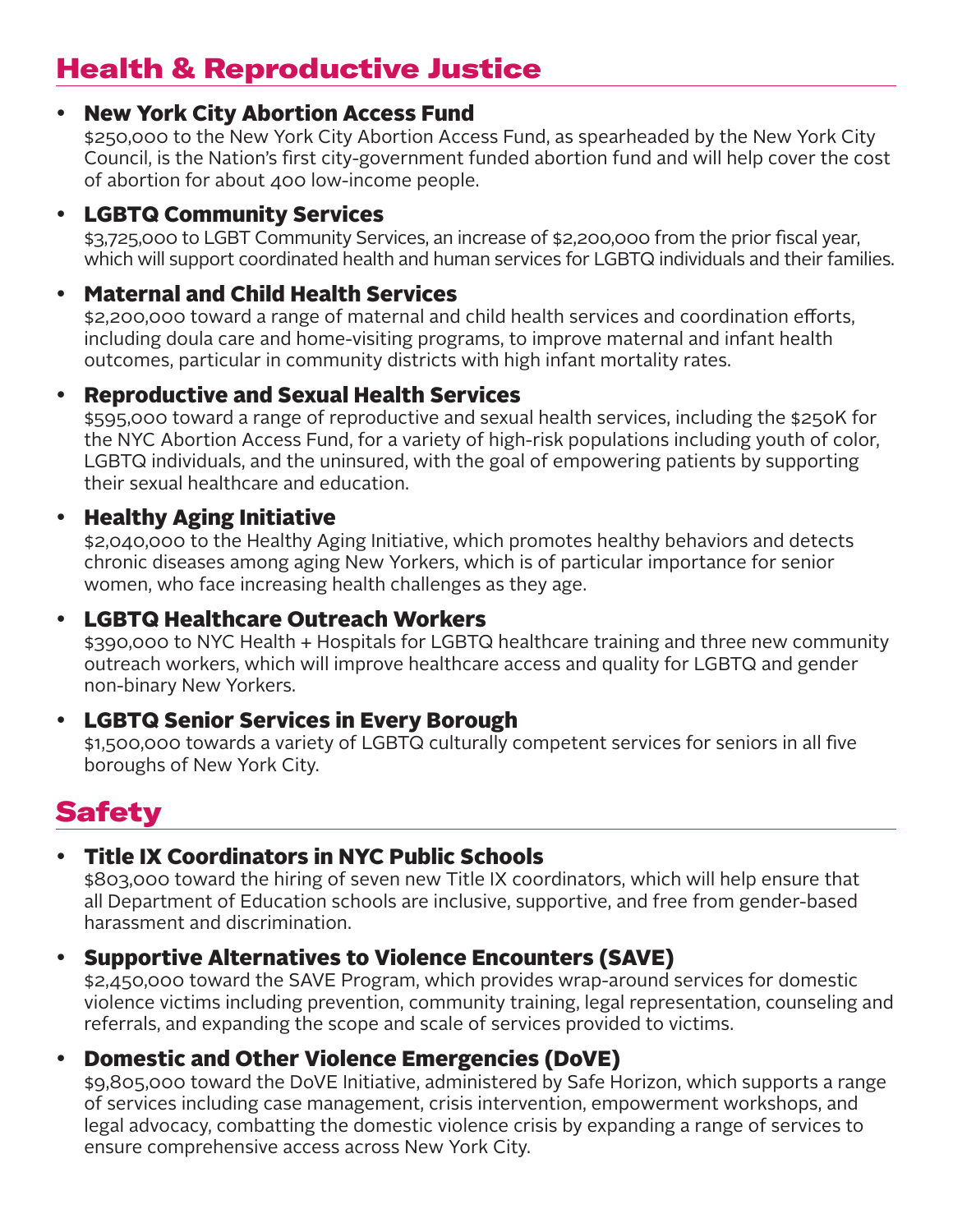## Health & Reproductive Justice

- **New York City Abortion Access Fund**
  $250,000 to the New York City Abortion Access Fund, as spearheaded by the New York City Council, is the Nation's first city-government funded abortion fund and will help cover the cost of abortion for about 400 low-income people.

- **LGBTQ Community Services**
  $3,725,000 to LGBT Community Services, an increase of $2,200,000 from the prior fiscal year, which will support coordinated health and human services for LGBTQ individuals and their families.

- **Maternal and Child Health Services**
  $2,200,000 toward a range of maternal and child health services and coordination efforts, including doula care and home-visiting programs, to improve maternal and infant health outcomes, particular in community districts with high infant mortality rates.

- **Reproductive and Sexual Health Services**
  $595,000 toward a range of reproductive and sexual health services, including the $250K for the NYC Abortion Access Fund, for a variety of high-risk populations including youth of color, LGBTQ individuals, and the uninsured, with the goal of empowering patients by supporting their sexual healthcare and education.

- **Healthy Aging Initiative**
  $2,040,000 to the Healthy Aging Initiative, which promotes healthy behaviors and detects chronic diseases among aging New Yorkers, which is of particular importance for senior women, who face increasing health challenges as they age.

- **LGBTQ Healthcare Outreach Workers**
  $390,000 to NYC Health + Hospitals for LGBTQ healthcare training and three new community outreach workers, which will improve healthcare access and quality for LGBTQ and gender non-binary New Yorkers.

- **LGBTQ Senior Services in Every Borough**
  $1,500,000 towards a variety of LGBTQ culturally competent services for seniors in all five boroughs of New York City.

## Safety

- **Title IX Coordinators in NYC Public Schools**
  $803,000 toward the hiring of seven new Title IX coordinators, which will help ensure that all Department of Education schools are inclusive, supportive, and free from gender-based harassment and discrimination.

- **Supportive Alternatives to Violence Encounters (SAVE)**
  $2,450,000 toward the SAVE Program, which provides wrap-around services for domestic violence victims including prevention, community training, legal representation, counseling and referrals, and expanding the scope and scale of services provided to victims.

- **Domestic and Other Violence Emergencies (DoVE)**
  $9,805,000 toward the DoVE Initiative, administered by Safe Horizon, which supports a range of services including case management, crisis intervention, empowerment workshops, and legal advocacy, combatting the domestic violence crisis by expanding a range of services to ensure comprehensive access across New York City.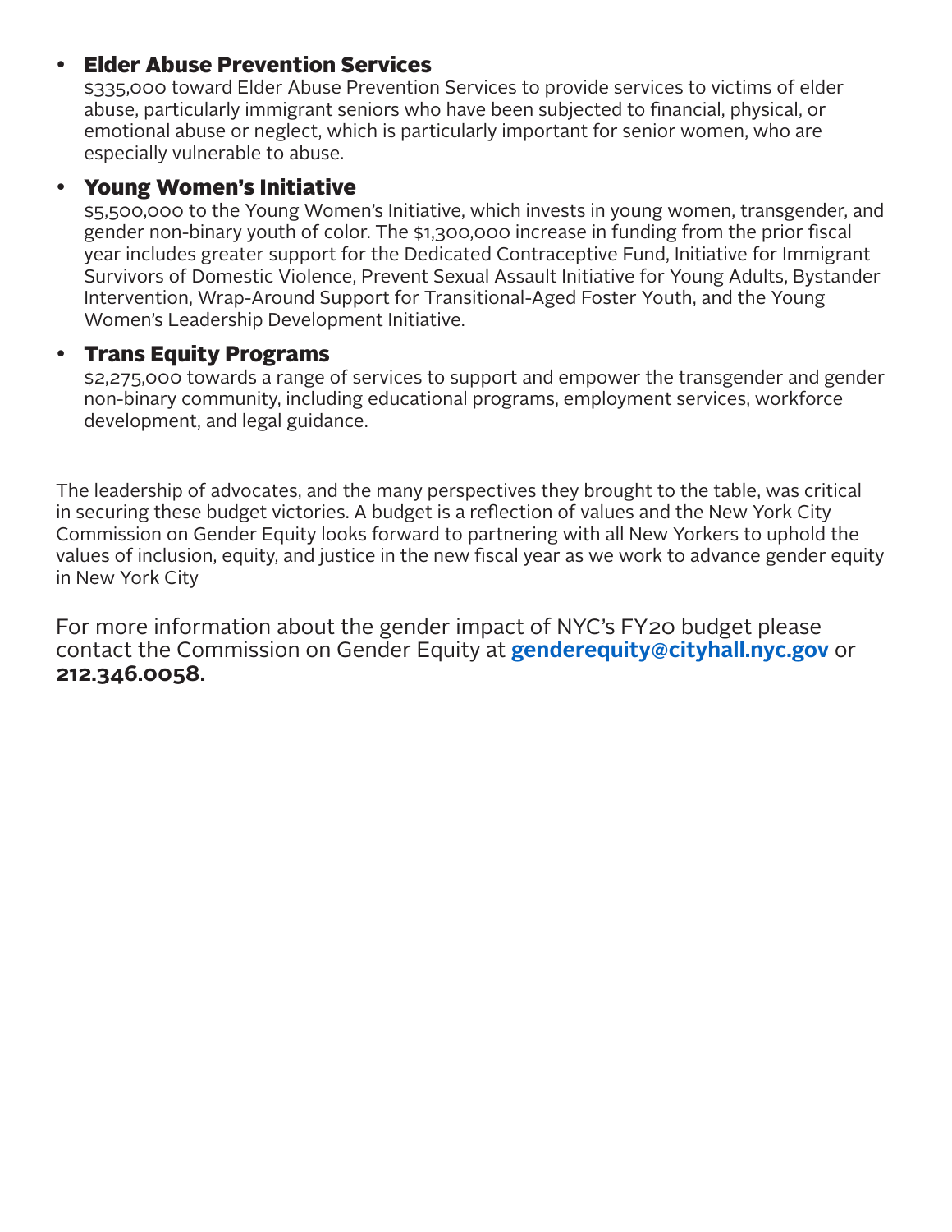- **Elder Abuse Prevention Services**
  $335,000 toward Elder Abuse Prevention Services to provide services to victims of elder abuse, particularly immigrant seniors who have been subjected to financial, physical, or emotional abuse or neglect, which is particularly important for senior women, who are especially vulnerable to abuse.

- **Young Women's Initiative**
  $5,500,000 to the Young Women's Initiative, which invests in young women, transgender, and gender non-binary youth of color. The $1,300,000 increase in funding from the prior fiscal year includes greater support for the Dedicated Contraceptive Fund, Initiative for Immigrant Survivors of Domestic Violence, Prevent Sexual Assault Initiative for Young Adults, Bystander Intervention, Wrap-Around Support for Transitional-Aged Foster Youth, and the Young Women's Leadership Development Initiative.

- **Trans Equity Programs**
  $2,275,000 towards a range of services to support and empower the transgender and gender non-binary community, including educational programs, employment services, workforce development, and legal guidance.

The leadership of advocates, and the many perspectives they brought to the table, was critical in securing these budget victories. A budget is a reflection of values and the New York City Commission on Gender Equity looks forward to partnering with all New Yorkers to uphold the values of inclusion, equity, and justice in the new fiscal year as we work to advance gender equity in New York City

For more information about the gender impact of NYC's FY20 budget please contact the Commission on Gender Equity at **genderequity@cityhall.nyc.gov** or **212.346.0058.**